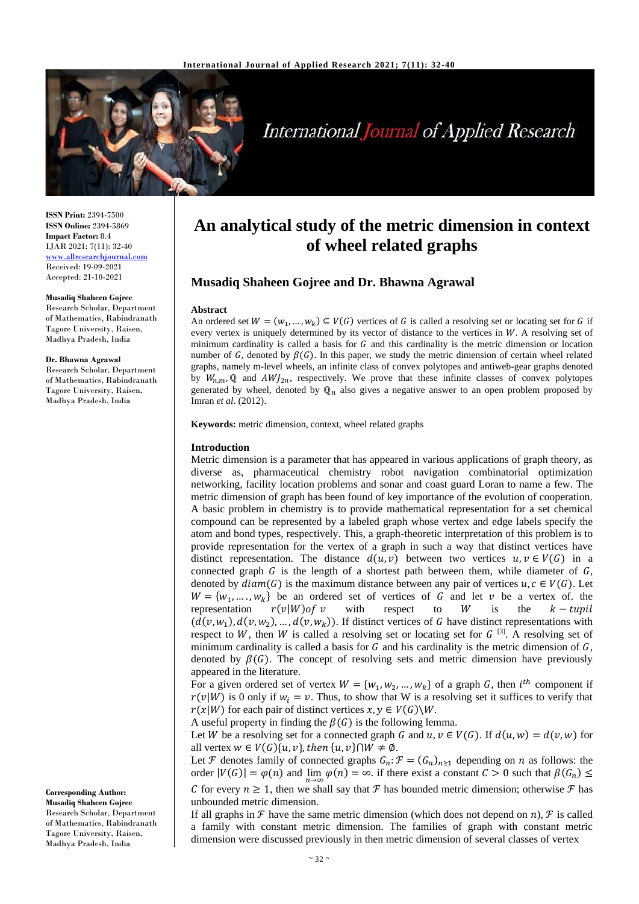**ISSN Print:** 2394-7500
**ISSN Online:** 2394-5869
**Impact Factor:** 8.4
IJAR 2021; 7(11): 32-40
www.allresearchjournal.com
Received: 19-09-2021
Accepted: 21-10-2021

**Musadiq Shaheen Gojree**
Research Scholar, Department of Mathematics, Rabindranath Tagore University, Raisen, Madhya Pradesh, India

**Dr. Bhawna Agrawal**
Research Scholar, Department of Mathematics, Rabindranath Tagore University, Raisen, Madhya Pradesh, India

**Corresponding Author:**
**Musadiq Shaheen Gojree**
Research Scholar, Department of Mathematics, Rabindranath Tagore University, Raisen, Madhya Pradesh, India

# An analytical study of the metric dimension in context of wheel related graphs

## Musadiq Shaheen Gojree and Dr. Bhawna Agrawal

### Abstract

An ordered set $W = (w_1, \dots, w_k) \subseteq V(G)$ vertices of $G$ is called a resolving set or locating set for $G$ if every vertex is uniquely determined by its vector of distance to the vertices in $W$. A resolving set of minimum cardinality is called a basis for $G$ and this cardinality is the metric dimension or location number of $G$, denoted by $\beta(G)$. In this paper, we study the metric dimension of certain wheel related graphs, namely m-level wheels, an infinite class of convex polytopes and antiweb-gear graphs denoted by $W_{n,m}$, $\mathbb{Q}$ and $AWJ_{2n}$, respectively. We prove that these infinite classes of convex polytopes generated by wheel, denoted by $\mathbb{Q}_n$ also gives a negative answer to an open problem proposed by Imran *et al*. (2012).

**Keywords:** metric dimension, context, wheel related graphs

### Introduction

Metric dimension is a parameter that has appeared in various applications of graph theory, as diverse as, pharmaceutical chemistry robot navigation combinatorial optimization networking, facility location problems and sonar and coast guard Loran to name a few. The metric dimension of graph has been found of key importance of the evolution of cooperation. A basic problem in chemistry is to provide mathematical representation for a set chemical compound can be represented by a labeled graph whose vertex and edge labels specify the atom and bond types, respectively. This, a graph-theoretic interpretation of this problem is to provide representation for the vertex of a graph in such a way that distinct vertices have distinct representation. The distance $d(u, v)$ between two vertices $u, v \in V(G)$ in a connected graph $G$ is the length of a shortest path between them, while diameter of $G$, denoted by $diam(G)$ is the maximum distance between any pair of vertices $u, c \in V(G)$. Let $W = \{w_1, \dots, w_k\}$ be an ordered set of vertices of $G$ and let $v$ be a vertex of. the representation $r(v|W) of\ v$ with respect to $W$ is the $k - tupil$ $(d(v, w_1), d(v, w_2), \dots, d(v, w_k))$. If distinct vertices of $G$ have distinct representations with respect to $W$, then $W$ is called a resolving set or locating set for $G$ [3]. A resolving set of minimum cardinality is called a basis for $G$ and his cardinality is the metric dimension of $G$, denoted by $\beta(G)$. The concept of resolving sets and metric dimension have previously appeared in the literature.

For a given ordered set of vertex $W = \{w_1, w_2, \dots, w_k\}$ of a graph $G$, then $i^{th}$ component if $r(v|W)$ is 0 only if $w_i = v$. Thus, to show that W is a resolving set it suffices to verify that $r(x|W)$ for each pair of distinct vertices $x, y \in V(G)\backslash W$.

A useful property in finding the $\beta(G)$ is the following lemma.

Let $W$ be a resolving set for a connected graph $G$ and $u, v \in V(G)$. If $d(u, w) = d(v, w)$ for all vertex $w \in V(G)\{u, v\}, then \{u, v\} \cap W \neq \emptyset$.

Let $\mathcal{F}$ denotes family of connected graphs $G_n: \mathcal{F} = (G_n)_{n \geq 1}$ depending on $n$ as follows: the order $|V(G)| = \varphi(n)$ and $\lim_{n\to\infty} \varphi(n) = \infty$. if there exist a constant $C > 0$ such that $\beta(G_n) \leq C$ for every $n \geq 1$, then we shall say that $\mathcal{F}$ has bounded metric dimension; otherwise $\mathcal{F}$ has unbounded metric dimension.

If all graphs in $\mathcal{F}$ have the same metric dimension (which does not depend on $n$), $\mathcal{F}$ is called a family with constant metric dimension. The families of graph with constant metric dimension were discussed previously in then metric dimension of several classes of vertex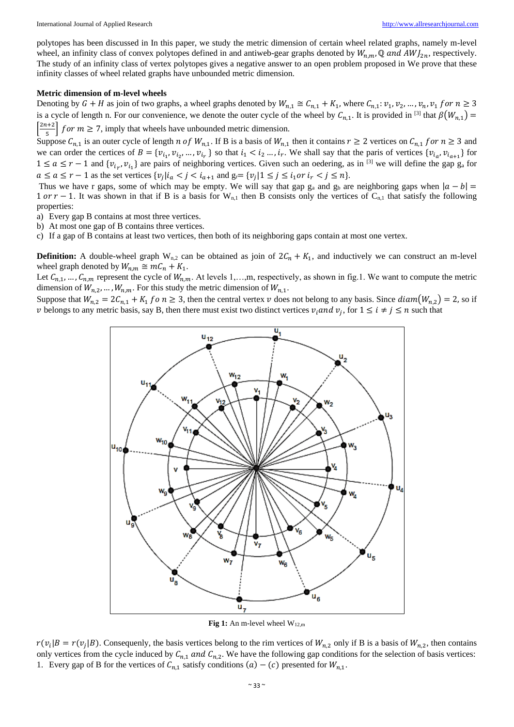polytopes has been discussed in In this paper, we study the metric dimension of certain wheel related graphs, namely m-level wheel, an infinity class of convex polytopes defined in and antiweb-gear graphs denoted by $W_{n,m}, \mathbb{Q}$ *and* $AWJ_{2n}$, respectively. The study of an infinity class of vertex polytopes gives a negative answer to an open problem proposed in We prove that these infinity classes of wheel related graphs have unbounded metric dimension.

**Metric dimension of m-level wheels**

Denoting by $G + H$ as join of two graphs, a wheel graphs denoted by $W_{n,1} \cong C_{n,1} + K_1$, where $C_{n,1}: v_1, v_2, \ldots, v_n, v_1$ *for* $n \geq 3$ is a cycle of length n. For our convenience, we denote the outer cycle of the wheel by $C_{n,1}$. It is provided in [3] that $\beta(W_{n,1}) = \left\lceil \frac{2n+2}{5} \right\rceil$ *for* $m \geq 7$, imply that wheels have unbounded metric dimension.

Suppose $C_{n,1}$ is an outer cycle of length $n$ *of* $W_{n,1}$. If B is a basis of $W_{n,1}$ then it contains $r \geq 2$ vertices on $C_{n,1}$ *for* $n \geq 3$ and we can order the certices of $B = \{v_{i_1}, v_{i_2}, \ldots, v_{i_r}\}$ so that $i_1 < i_2 \ldots, i_r$. We shall say that the paris of vertices $\{v_{i_a}, v_{i_{a+1}}\}$ for $1 \leq a \leq r-1$ and $\{v_{i_r}, v_{i_1}\}$ are pairs of neighboring vertices. Given such an oedering, as in [3] we will define the gap $g_a$ for $a \leq a \leq r-1$ as the set vertices $\{v_j | i_a < j < i_{a+1}$ and $g_r = \{v_j | 1 \leq j \leq i_1 or\, i_r < j \leq n\}$.

Thus we have r gaps, some of which may be empty. We will say that gap $g_a$ and $g_b$ are neighboring gaps when $|a - b| = 1$ *or* $r - 1$. It was shown in that if B is a basis for $W_{n,1}$ then B consists only the vertices of $C_{n,1}$ that satisfy the following properties:

a) Every gap B contains at most three vertices.
b) At most one gap of B contains three vertices.
c) If a gap of B contains at least two vertices, then both of its neighboring gaps contain at most one vertex.

**Definition:** A double-wheel graph $W_{n,2}$ can be obtained as join of $2C_n + K_1$, and inductively we can construct an m-level wheel graph denoted by $W_{n,m} \cong mC_n + K_1$.

Let $C_{n,1}, \ldots, C_{n,m}$ represent the cycle of $W_{n,m}$. At levels 1,…,m, respectively, as shown in fig.1. We want to compute the metric dimension of $W_{n,2}, \ldots, W_{n,m}$. For this study the metric dimension of $W_{n,1}$.

Suppose that $W_{n,2} = 2C_{n,1} + K_1$ *fo* $n \geq 3$, then the central vertex $v$ does not belong to any basis. Since $diam(W_{n,2}) = 2$, so if $v$ belongs to any metric basis, say B, then there must exist two distinct vertices $v_i$*and* $v_j$, for $1 \leq i \neq j \leq n$ such that

**Fig 1:** An m-level wheel $W_{12,m}$

$r(v_i | B = r(v_j | B)$. Consequenly, the basis vertices belong to the rim vertices of $W_{n,2}$ only if B is a basis of $W_{n,2}$, then contains only vertices from the cycle induced by $C_{n,1}$ *and* $C_{n,2}$. We have the following gap conditions for the selection of basis vertices:

1. Every gap of B for the vertices of $C_{n,1}$ satisfy conditions $(a) - (c)$ presented for $W_{n,1}$.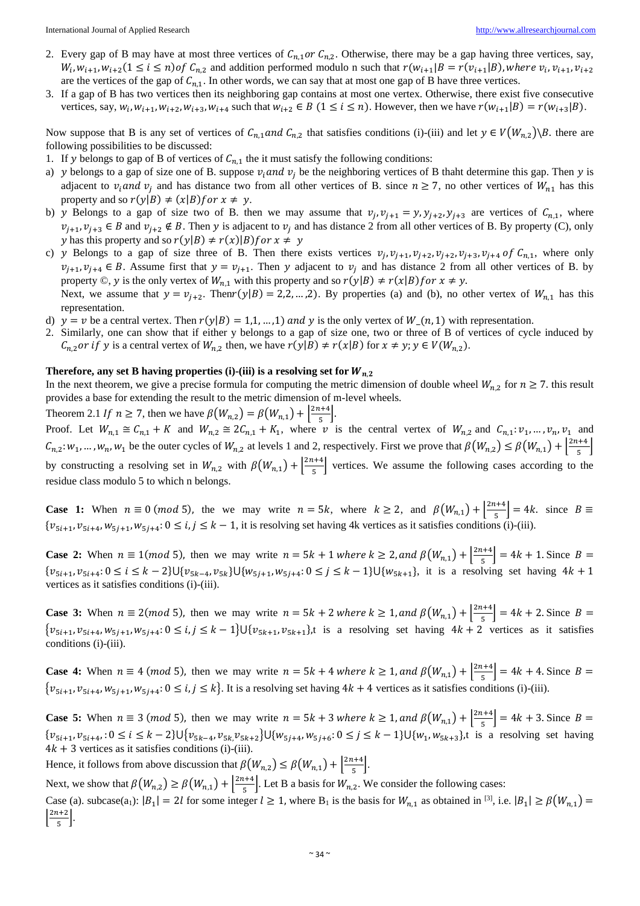2. Every gap of B may have at most three vertices of $C_{n,1}$ or $C_{n,2}$. Otherwise, there may be a gap having three vertices, say, $W_i, w_{i+1}, w_{i+2} (1 \le i \le n)$ of $C_{n,2}$ and addition performed modulo n such that $r(w_{i+1}|B = r(v_{i+1}|B)$, where $v_i, v_{i+1}, v_{i+2}$ are the vertices of the gap of $C_{n,1}$. In other words, we can say that at most one gap of B have three vertices.
3. If a gap of B has two vertices then its neighboring gap contains at most one vertex. Otherwise, there exist five consecutive vertices, say, $w_i, w_{i+1}, w_{i+2}, w_{i+3}, w_{i+4}$ such that $w_{i+2} \in B$ $(1 \le i \le n)$. However, then we have $r(w_{i+1}|B) = r(w_{i+3}|B)$.

Now suppose that B is any set of vertices of $C_{n,1}$ and $C_{n,2}$ that satisfies conditions (i)-(iii) and let $y \in V(W_{n,2}) \setminus B$. there are following possibilities to be discussed:

1. If $y$ belongs to gap of B of vertices of $C_{n,1}$ the it must satisfy the following conditions:

a) $y$ belongs to a gap of size one of B. suppose $v_i$ and $v_j$ be the neighboring vertices of B thaht determine this gap. Then $y$ is adjacent to $v_i$ and $v_j$ and has distance two from all other vertices of B. since $n \ge 7$, no other vertices of $W_{n1}$ has this property and so $r(y|B) \ne (x|B)$ for $x \ne y$.

b) $y$ Belongs to a gap of size two of B. then we may assume that $v_j, v_{j+1} = y, y_{j+2}, y_{j+3}$ are vertices of $C_{n,1}$, where $v_{j+1}, v_{j+3} \in B$ and $v_{j+2} \notin B$. Then $y$ is adjacent to $v_j$ and has distance 2 from all other vertices of B. By property (C), only $y$ has this property and so $r(y|B) \ne r(x)|B)$ for $x \ne y$

c) $y$ Belongs to a gap of size three of B. Then there exists vertices $v_j, v_{j+1}, v_{j+2}, v_{j+2}, v_{j+3}, v_{j+4}$ of $C_{n,1}$, where only $v_{j+1}, v_{j+4} \in B$. Assume first that $y = v_{j+1}$. Then $y$ adjacent to $v_j$ and has distance 2 from all other vertices of B. by property ©, $y$ is the only vertex of $W_{n,1}$ with this property and so $r(y|B) \ne r(x|B)$ for $x \ne y$.

   Next, we assume that $y = v_{j+2}$. Then$r(y|B) = 2,2, \ldots, 2)$. By properties (a) and (b), no other vertex of $W_{n,1}$ has this representation.

d) $y = v$ be a central vertex. Then $r(y|B) = 1,1, \ldots, 1)$ and $y$ is the only vertex of $W\_(n,1)$ with representation.

2. Similarly, one can show that if either y belongs to a gap of size one, two or three of B of vertices of cycle induced by $C_{n,2}$ or if $y$ is a central vertex of $W_{n,2}$ then, we have $r(y|B) \ne r(x|B)$ for $x \ne y$; $y \in V(W_{n,2})$.

**Therefore, any set B having properties (i)-(iii) is a resolving set for $W_{n,2}$**

In the next theorem, we give a precise formula for computing the metric dimension of double wheel $W_{n,2}$ for $n \ge 7$. this result provides a base for extending the result to the metric dimension of m-level wheels.

Theorem 2.1 *If* $n \ge 7$, then we have $\beta(W_{n,2}) = \beta(W_{n,1}) + \left\lfloor \frac{2n+4}{5} \right\rfloor$.

Proof. Let $W_{n,1} \cong C_{n,1} + K$ and $W_{n,2} \cong 2C_{n,1} + K_1$, where $v$ is the central vertex of $W_{n,2}$ and $C_{n,1}: v_1, \ldots, v_n, v_1$ and $C_{n,2}: w_1, \ldots, w_n, w_1$ be the outer cycles of $W_{n,2}$ at levels 1 and 2, respectively. First we prove that $\beta(W_{n,2}) \le \beta(W_{n,1}) + \left\lfloor \frac{2n+4}{5} \right\rfloor$ by constructing a resolving set in $W_{n,2}$ with $\beta(W_{n,1}) + \left\lfloor \frac{2n+4}{5} \right\rfloor$ vertices. We assume the following cases according to the residue class modulo 5 to which n belongs.

**Case 1:** When $n \equiv 0 \ (mod\ 5)$, the we may write $n = 5k$, where $k \ge 2$, and $\beta(W_{n,1}) + \left\lfloor \frac{2n+4}{5} \right\rfloor = 4k$. since $B \equiv \{v_{5i+1}, v_{5i+4}, w_{5j+1}, w_{5j+4}: 0 \le i, j \le k-1$, it is resolving set having 4k vertices as it satisfies conditions (i)-(iii).

**Case 2:** When $n \equiv 1 (mod\ 5)$, then we may write $n = 5k + 1$ *where* $k \ge 2$, *and* $\beta(W_{n,1}) + \left\lfloor \frac{2n+4}{5} \right\rfloor = 4k + 1$. Since $B = \{v_{5i+1}, v_{5i+4}: 0 \le i \le k-2\} \cup \{v_{5k-4}, v_{5k}\} \cup \{w_{5j+1}, w_{5j+4}: 0 \le j \le k-1\} \cup \{w_{5k+1}\}$, it is a resolving set having $4k + 1$ vertices as it satisfies conditions (i)-(iii).

**Case 3:** When $n \equiv 2 (mod\ 5)$, then we may write $n = 5k + 2$ *where* $k \ge 1$, *and* $\beta(W_{n,1}) + \left\lfloor \frac{2n+4}{5} \right\rfloor = 4k + 2$. Since $B = \{v_{5i+1}, v_{5i+4}, w_{5j+1}, w_{5j+4}: 0 \le i, j \le k-1\} \cup \{v_{5k+1}, v_{5k+1}\}$,t is a resolving set having $4k + 2$ vertices as it satisfies conditions (i)-(iii).

**Case 4:** When $n \equiv 4 \ (mod\ 5)$, then we may write $n = 5k + 4$ *where* $k \ge 1$, *and* $\beta(W_{n,1}) + \left\lfloor \frac{2n+4}{5} \right\rfloor = 4k + 4$. Since $B = \{v_{5i+1}, v_{5i+4}, w_{5j+1}, w_{5j+4}: 0 \le i, j \le k\}$. It is a resolving set having $4k + 4$ vertices as it satisfies conditions (i)-(iii).

**Case 5:** When $n \equiv 3 \ (mod\ 5)$, then we may write $n = 5k + 3$ *where* $k \ge 1$, *and* $\beta(W_{n,1}) + \left\lfloor \frac{2n+4}{5} \right\rfloor = 4k + 3$. Since $B = \{v_{5i+1}, v_{5i+4}, : 0 \le i \le k-2\} \cup \{v_{5k-4}, v_{5k}, v_{5k+2}\} \cup \{w_{5j+4}, w_{5j+6}: 0 \le j \le k-1\} \cup \{w_1, w_{5k+3}\}$,t is a resolving set having $4k + 3$ vertices as it satisfies conditions (i)-(iii).

Hence, it follows from above discussion that $\beta(W_{n,2}) \le \beta(W_{n,1}) + \left\lfloor \frac{2n+4}{5} \right\rfloor$.

Next, we show that $\beta(W_{n,2}) \ge \beta(W_{n,1}) + \left\lfloor \frac{2n+4}{5} \right\rfloor$. Let B a basis for $W_{n,2}$. We consider the following cases:

Case (a). subcase($a_1$): $|B_1| = 2l$ for some integer $l \ge 1$, where $B_1$ is the basis for $W_{n,1}$ as obtained in [3], i.e. $|B_1| \ge \beta(W_{n,1}) = \left\lfloor \frac{2n+2}{5} \right\rfloor$.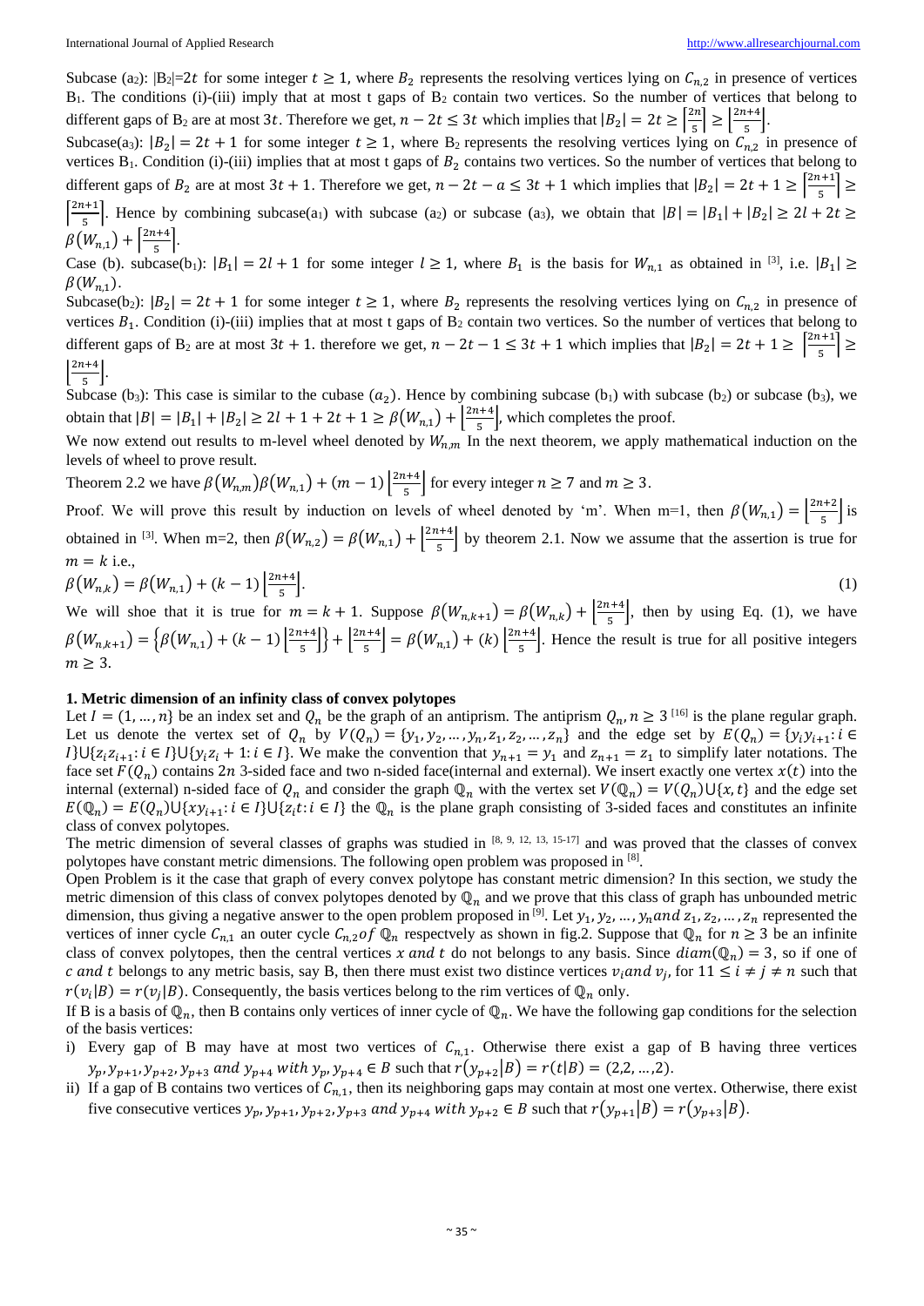Subcase (a2): $|B_2|=2t$ for some integer $t \geq 1$, where $B_2$ represents the resolving vertices lying on $C_{n,2}$ in presence of vertices $B_1$. The conditions (i)-(iii) imply that at most t gaps of $B_2$ contain two vertices. So the number of vertices that belong to different gaps of $B_2$ are at most $3t$. Therefore we get, $n-2t \leq 3t$ which implies that $|B_2|=2t \geq \left\lceil \frac{2n}{5} \right\rceil \geq \left\lfloor \frac{2n+4}{5} \right\rfloor$.

Subcase(a3): $|B_2|=2t+1$ for some integer $t \geq 1$, where $B_2$ represents the resolving vertices lying on $C_{n,2}$ in presence of vertices $B_1$. Condition (i)-(iii) implies that at most t gaps of $B_2$ contains two vertices. So the number of vertices that belong to different gaps of $B_2$ are at most $3t+1$. Therefore we get, $n-2t-a \leq 3t+1$ which implies that $|B_2|=2t+1 \geq \left\lceil \frac{2n+1}{5} \right\rceil \geq \left\lceil \frac{2n+1}{5} \right\rceil$. Hence by combining subcase(a1) with subcase (a2) or subcase (a3), we obtain that $|B|=|B_1|+|B_2| \geq 2l+2t \geq \beta(W_{n,1})+\left\lfloor \frac{2n+4}{5} \right\rfloor$.

Case (b). subcase(b1): $|B_1|=2l+1$ for some integer $l \geq 1$, where $B_1$ is the basis for $W_{n,1}$ as obtained in [3], i.e. $|B_1| \geq \beta(W_{n,1})$.

Subcase(b2): $|B_2|=2t+1$ for some integer $t \geq 1$, where $B_2$ represents the resolving vertices lying on $C_{n,2}$ in presence of vertices $B_1$. Condition (i)-(iii) implies that at most t gaps of $B_2$ contain two vertices. So the number of vertices that belong to different gaps of $B_2$ are at most $3t+1$. therefore we get, $n-2t-1 \leq 3t+1$ which implies that $|B_2|=2t+1 \geq \left\lceil \frac{2n+1}{5} \right\rceil \geq \left\lfloor \frac{2n+4}{5} \right\rfloor$.

Subcase (b3): This case is similar to the cubase $(a_2)$. Hence by combining subcase (b1) with subcase (b2) or subcase (b3), we obtain that $|B|=|B_1|+|B_2| \geq 2l+1+2t+1 \geq \beta(W_{n,1})+\left\lfloor \frac{2n+4}{5} \right\rfloor$, which completes the proof.

We now extend out results to m-level wheel denoted by $W_{n,m}$ In the next theorem, we apply mathematical induction on the levels of wheel to prove result.

Theorem 2.2 we have $\beta(W_{n,m})\beta(W_{n,1})+(m-1)\left\lfloor \frac{2n+4}{5} \right\rfloor$ for every integer $n \geq 7$ and $m \geq 3$.

Proof. We will prove this result by induction on levels of wheel denoted by 'm'. When m=1, then $\beta(W_{n,1})=\left\lfloor \frac{2n+2}{5} \right\rfloor$ is obtained in [3]. When m=2, then $\beta(W_{n,2})=\beta(W_{n,1})+\left\lfloor \frac{2n+4}{5} \right\rfloor$ by theorem 2.1. Now we assume that the assertion is true for $m=k$ i.e.,

$$\beta(W_{n,k})=\beta(W_{n,1})+(k-1)\left\lfloor \frac{2n+4}{5} \right\rfloor. \tag{1}$$

We will shoe that it is true for $m=k+1$. Suppose $\beta(W_{n,k+1})=\beta(W_{n,k})+\left\lfloor \frac{2n+4}{5} \right\rfloor$, then by using Eq. (1), we have $\beta(W_{n,k+1})=\left\{\beta(W_{n,1})+(k-1)\left\lfloor \frac{2n+4}{5} \right\rfloor\right\}+\left\lfloor \frac{2n+4}{5} \right\rfloor=\beta(W_{n,1})+(k)\left\lfloor \frac{2n+4}{5} \right\rfloor$. Hence the result is true for all positive integers $m \geq 3$.

## 1. Metric dimension of an infinity class of convex polytopes

Let $I=(1,\ldots,n)$ be an index set and $Q_n$ be the graph of an antiprism. The antiprism $Q_n, n \geq 3$ [16] is the plane regular graph. Let us denote the vertex set of $Q_n$ by $V(Q_n)=\{y_1,y_2,\ldots,y_n,z_1,z_2,\ldots,z_n\}$ and the edge set by $E(Q_n)=\{y_iy_{i+1}: i \in I\} \cup \{z_iz_{i+1}: i \in I\} \cup \{y_iz_i+1: i \in I\}$. We make the convention that $y_{n+1}=y_1$ and $z_{n+1}=z_1$ to simplify later notations. The face set $F(Q_n)$ contains $2n$ 3-sided face and two n-sided face(internal and external). We insert exactly one vertex $x(t)$ into the internal (external) n-sided face of $Q_n$ and consider the graph $\mathbb{Q}_n$ with the vertex set $V(\mathbb{Q}_n)=V(Q_n) \cup \{x,t\}$ and the edge set $E(\mathbb{Q}_n)=E(Q_n) \cup \{xy_{i+1}: i \in I\} \cup \{z_it: i \in I\}$ the $\mathbb{Q}_n$ is the plane graph consisting of 3-sided faces and constitutes an infinite class of convex polytopes.

The metric dimension of several classes of graphs was studied in [8, 9, 12, 13, 15-17] and was proved that the classes of convex polytopes have constant metric dimensions. The following open problem was proposed in [8].

Open Problem is it the case that graph of every convex polytope has constant metric dimension? In this section, we study the metric dimension of this class of convex polytopes denoted by $\mathbb{Q}_n$ and we prove that this class of graph has unbounded metric dimension, thus giving a negative answer to the open problem proposed in [9]. Let $y_1,y_2,\ldots,y_n and\ z_1,z_2,\ldots,z_n$ represented the vertices of inner cycle $C_{n,1}$ an outer cycle $C_{n,2} of\ \mathbb{Q}_n$ respectively as shown in fig.2. Suppose that $\mathbb{Q}_n$ for $n \geq 3$ be an infinite class of convex polytopes, then the central vertices $x\ and\ t$ do not belongs to any basis. Since $diam(\mathbb{Q}_n)=3$, so if one of $c\ and\ t$ belongs to any metric basis, say B, then there must exist two distince vertices $v_i and\ v_j$, for $11 \leq i \neq j \neq n$ such that $r(v_i|B)=r(v_j|B)$. Consequently, the basis vertices belong to the rim vertices of $\mathbb{Q}_n$ only.

If B is a basis of $\mathbb{Q}_n$, then B contains only vertices of inner cycle of $\mathbb{Q}_n$. We have the following gap conditions for the selection of the basis vertices:

i) Every gap of B may have at most two vertices of $C_{n,1}$. Otherwise there exist a gap of B having three vertices $y_p, y_{p+1}, y_{p+2}, y_{p+3}\ and\ y_{p+4}\ with\ y_p, y_{p+4} \in B$ such that $r(y_{p+2}|B)=r(t|B)=(2,2,\ldots,2)$.

ii) If a gap of B contains two vertices of $C_{n,1}$, then its neighboring gaps may contain at most one vertex. Otherwise, there exist five consecutive vertices $y_p, y_{p+1}, y_{p+2}, y_{p+3}\ and\ y_{p+4}\ with\ y_{p+2} \in B$ such that $r(y_{p+1}|B)=r(y_{p+3}|B)$.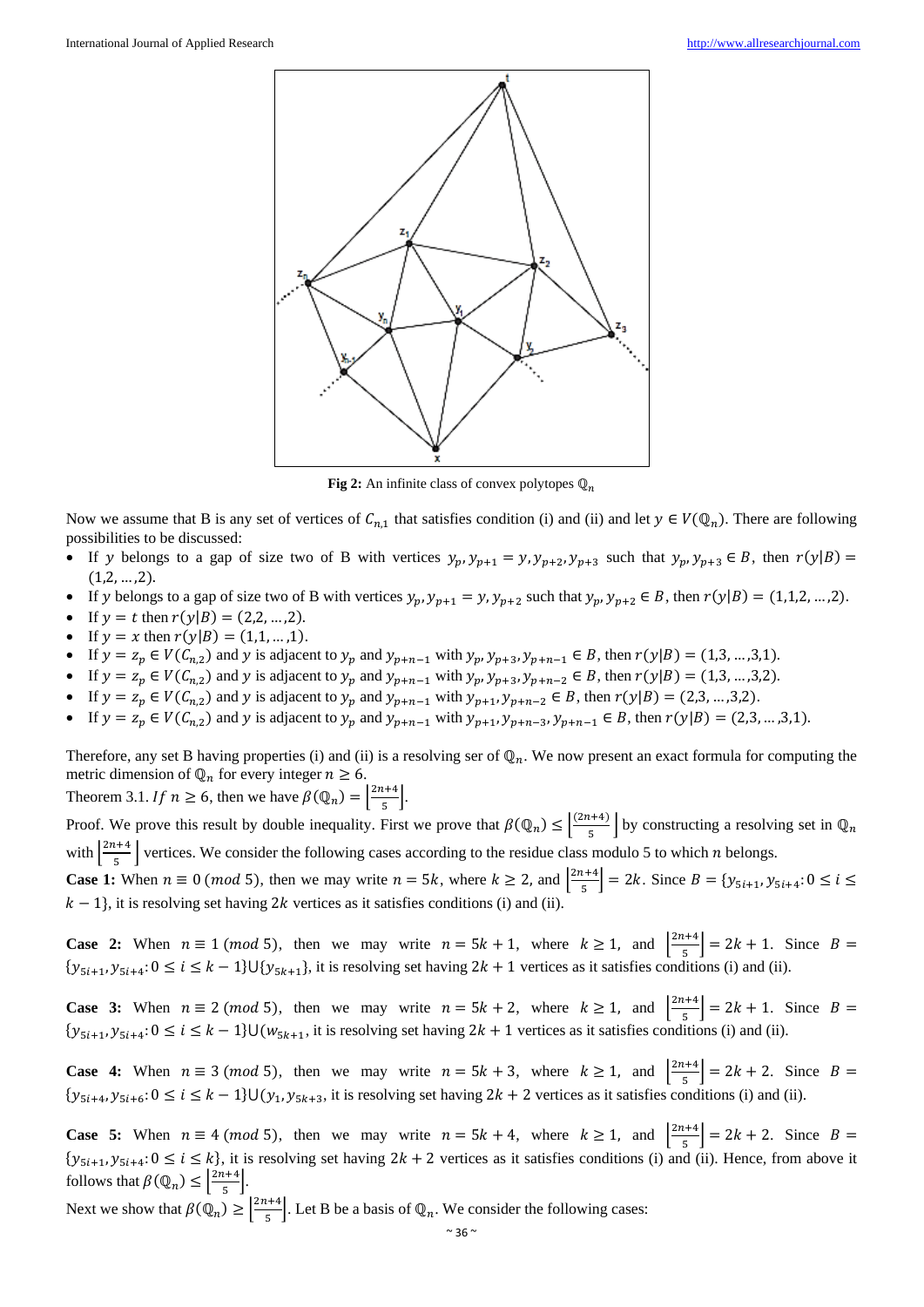**Fig 2:** An infinite class of convex polytopes $\mathbb{Q}_n$

Now we assume that B is any set of vertices of $C_{n,1}$ that satisfies condition (i) and (ii) and let $y \in V(\mathbb{Q}_n)$. There are following possibilities to be discussed:

- If $y$ belongs to a gap of size two of B with vertices $y_p, y_{p+1} = y, y_{p+2}, y_{p+3}$ such that $y_p, y_{p+3} \in B$, then $r(y|B) = (1,2, \ldots, 2)$.
- If $y$ belongs to a gap of size two of B with vertices $y_p, y_{p+1} = y, y_{p+2}$ such that $y_p, y_{p+2} \in B$, then $r(y|B) = (1,1,2, \ldots, 2)$.
- If $y = t$ then $r(y|B) = (2,2, \ldots, 2)$.
- If $y = x$ then $r(y|B) = (1,1, \ldots, 1)$.
- If $y = z_p \in V(C_{n,2})$ and $y$ is adjacent to $y_p$ and $y_{p+n-1}$ with $y_p, y_{p+3}, y_{p+n-1} \in B$, then $r(y|B) = (1,3, \ldots, 3,1)$.
- If $y = z_p \in V(C_{n,2})$ and $y$ is adjacent to $y_p$ and $y_{p+n-1}$ with $y_p, y_{p+3}, y_{p+n-2} \in B$, then $r(y|B) = (1,3, \ldots, 3,2)$.
- If $y = z_p \in V(C_{n,2})$ and $y$ is adjacent to $y_p$ and $y_{p+n-1}$ with $y_{p+1}, y_{p+n-2} \in B$, then $r(y|B) = (2,3, \ldots, 3,2)$.
- If $y = z_p \in V(C_{n,2})$ and $y$ is adjacent to $y_p$ and $y_{p+n-1}$ with $y_{p+1}, y_{p+n-3}, y_{p+n-1} \in B$, then $r(y|B) = (2,3, \ldots, 3,1)$.

Therefore, any set B having properties (i) and (ii) is a resolving ser of $\mathbb{Q}_n$. We now present an exact formula for computing the metric dimension of $\mathbb{Q}_n$ for every integer $n \geq 6$.

Theorem 3.1. *If* $n \geq 6$, then we have $\beta(\mathbb{Q}_n) = \left\lceil \frac{2n+4}{5} \right\rceil$.

Proof. We prove this result by double inequality. First we prove that $\beta(\mathbb{Q}_n) \leq \left\lceil \frac{(2n+4)}{5} \right\rceil$ by constructing a resolving set in $\mathbb{Q}_n$ with $\left\lceil \frac{2n+4}{5} \right\rceil$ vertices. We consider the following cases according to the residue class modulo 5 to which $n$ belongs.

**Case 1:** When $n \equiv 0\ (mod\ 5)$, then we may write $n = 5k$, where $k \geq 2$, and $\left\lceil \frac{2n+4}{5} \right\rceil = 2k$. Since $B = \{y_{5i+1}, y_{5i+4}: 0 \leq i \leq k-1\}$, it is resolving set having $2k$ vertices as it satisfies conditions (i) and (ii).

**Case 2:** When $n \equiv 1\ (mod\ 5)$, then we may write $n = 5k+1$, where $k \geq 1$, and $\left\lceil \frac{2n+4}{5} \right\rceil = 2k+1$. Since $B = \{y_{5i+1}, y_{5i+4}: 0 \leq i \leq k-1\} \cup \{y_{5k+1}\}$, it is resolving set having $2k+1$ vertices as it satisfies conditions (i) and (ii).

**Case 3:** When $n \equiv 2\ (mod\ 5)$, then we may write $n = 5k+2$, where $k \geq 1$, and $\left\lceil \frac{2n+4}{5} \right\rceil = 2k+1$. Since $B = \{y_{5i+1}, y_{5i+4}: 0 \leq i \leq k-1\} \cup (w_{5k+1}\}$, it is resolving set having $2k+1$ vertices as it satisfies conditions (i) and (ii).

**Case 4:** When $n \equiv 3\ (mod\ 5)$, then we may write $n = 5k+3$, where $k \geq 1$, and $\left\lceil \frac{2n+4}{5} \right\rceil = 2k+2$. Since $B = \{y_{5i+4}, y_{5i+6}: 0 \leq i \leq k-1\} \cup (y_1, y_{5k+3}$, it is resolving set having $2k+2$ vertices as it satisfies conditions (i) and (ii).

**Case 5:** When $n \equiv 4\ (mod\ 5)$, then we may write $n = 5k+4$, where $k \geq 1$, and $\left\lceil \frac{2n+4}{5} \right\rceil = 2k+2$. Since $B = \{y_{5i+1}, y_{5i+4}: 0 \leq i \leq k\}$, it is resolving set having $2k+2$ vertices as it satisfies conditions (i) and (ii). Hence, from above it follows that $\beta(\mathbb{Q}_n) \leq \left\lceil \frac{2n+4}{5} \right\rceil$.

Next we show that $\beta(\mathbb{Q}_n) \geq \left\lceil \frac{2n+4}{5} \right\rceil$. Let B be a basis of $\mathbb{Q}_n$. We consider the following cases: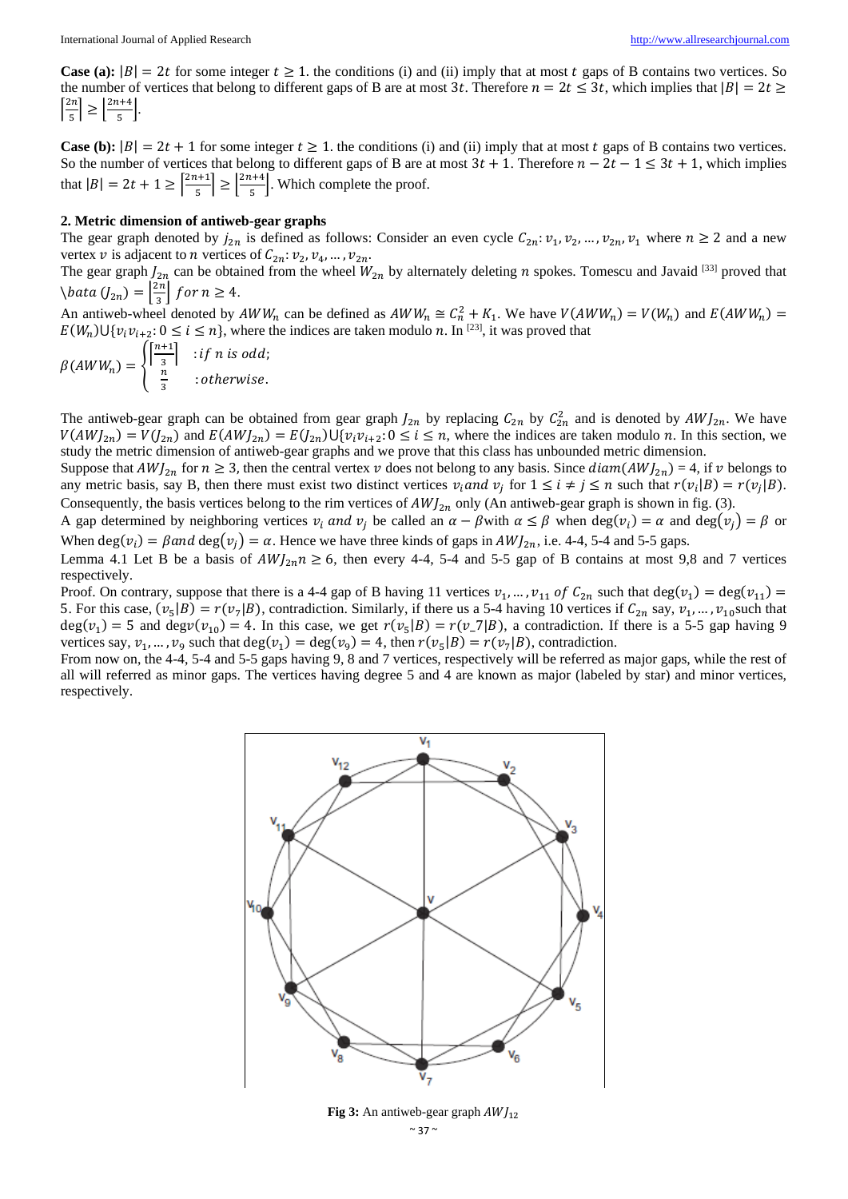**Case (a):** $|B| = 2t$ for some integer $t \geq 1$. the conditions (i) and (ii) imply that at most $t$ gaps of B contains two vertices. So the number of vertices that belong to different gaps of B are at most $3t$. Therefore $n = 2t \leq 3t$, which implies that $|B| = 2t \geq \left\lceil \frac{2n}{5} \right\rceil \geq \left\lceil \frac{2n+4}{5} \right\rceil$.

**Case (b):** $|B| = 2t + 1$ for some integer $t \geq 1$. the conditions (i) and (ii) imply that at most $t$ gaps of B contains two vertices. So the number of vertices that belong to different gaps of B are at most $3t + 1$. Therefore $n - 2t - 1 \leq 3t + 1$, which implies that $|B| = 2t + 1 \geq \left\lceil \frac{2n+1}{5} \right\rceil \geq \left\lceil \frac{2n+4}{5} \right\rceil$. Which complete the proof.

## 2. Metric dimension of antiweb-gear graphs

The gear graph denoted by $j_{2n}$ is defined as follows: Consider an even cycle $C_{2n}: v_1, v_2, \ldots, v_{2n}, v_1$ where $n \geq 2$ and a new vertex $v$ is adjacent to $n$ vertices of $C_{2n}: v_2, v_4, \ldots, v_{2n}$.

The gear graph $J_{2n}$ can be obtained from the wheel $W_{2n}$ by alternately deleting $n$ spokes. Tomescu and Javaid [33] proved that \bata $(J_{2n}) = \left\lceil \frac{2n}{3} \right\rceil$ $for\ n \geq 4$.

An antiweb-wheel denoted by $AWW_n$ can be defined as $AWW_n \cong C_n^2 + K_1$. We have $V(AWW_n) = V(W_n)$ and $E(AWW_n) = E(W_n) \cup \{v_i v_{i+2}: 0 \leq i \leq n\}$, where the indices are taken modulo $n$. In [23], it was proved that

$$\beta(AWW_n) = \begin{cases} \left\lceil \frac{n+1}{3} \right\rceil & : if\ n\ is\ odd; \\ \frac{n}{3} & : otherwise. \end{cases}$$

The antiweb-gear graph can be obtained from gear graph $J_{2n}$ by replacing $C_{2n}$ by $C_{2n}^2$ and is denoted by $AWJ_{2n}$. We have $V(AWJ_{2n}) = V(J_{2n})$ and $E(AWJ_{2n}) = E(J_{2n}) \cup \{v_i v_{i+2}: 0 \leq i \leq n$, where the indices are taken modulo $n$. In this section, we study the metric dimension of antiweb-gear graphs and we prove that this class has unbounded metric dimension.

Suppose that $AWJ_{2n}$ for $n \geq 3$, then the central vertex $v$ does not belong to any basis. Since $diam(AWJ_{2n}) = 4$, if $v$ belongs to any metric basis, say B, then there must exist two distinct vertices $v_i\ and\ v_j$ for $1 \leq i \neq j \leq n$ such that $r(v_i|B) = r(v_j|B)$. Consequently, the basis vertices belong to the rim vertices of $AWJ_{2n}$ only (An antiweb-gear graph is shown in fig. (3).

A gap determined by neighboring vertices $v_i\ and\ v_j$ be called an $\alpha - \beta$with $\alpha \leq \beta$ when $\deg(v_i) = \alpha$ and $\deg(v_j) = \beta$ or When $\deg(v_i) = \beta and \deg(v_j) = \alpha$. Hence we have three kinds of gaps in $AWJ_{2n}$, i.e. 4-4, 5-4 and 5-5 gaps.

Lemma 4.1 Let B be a basis of $AWJ_{2n} n \geq 6$, then every 4-4, 5-4 and 5-5 gap of B contains at most 9,8 and 7 vertices respectively.

Proof. On contrary, suppose that there is a 4-4 gap of B having 11 vertices $v_1, \ldots, v_{11}$ $of$ $C_{2n}$ such that $\deg(v_1) = \deg(v_{11}) = 5$. For this case, $(v_5|B) = r(v_7|B)$, contradiction. Similarly, if there us a 5-4 having 10 vertices if $C_{2n}$ say, $v_1, \ldots, v_{10}$such that $\deg(v_1) = 5$ and $\deg v(v_{10}) = 4$. In this case, we get $r(v_5|B) = r(v\_7|B)$, a contradiction. If there is a 5-5 gap having 9 vertices say, $v_1, \ldots, v_9$ such that $\deg(v_1) = \deg(v_9) = 4$, then $r(v_5|B) = r(v_7|B)$, contradiction.

From now on, the 4-4, 5-4 and 5-5 gaps having 9, 8 and 7 vertices, respectively will be referred as major gaps, while the rest of all will referred as minor gaps. The vertices having degree 5 and 4 are known as major (labeled by star) and minor vertices, respectively.

**Fig 3:** An antiweb-gear graph $AWJ_{12}$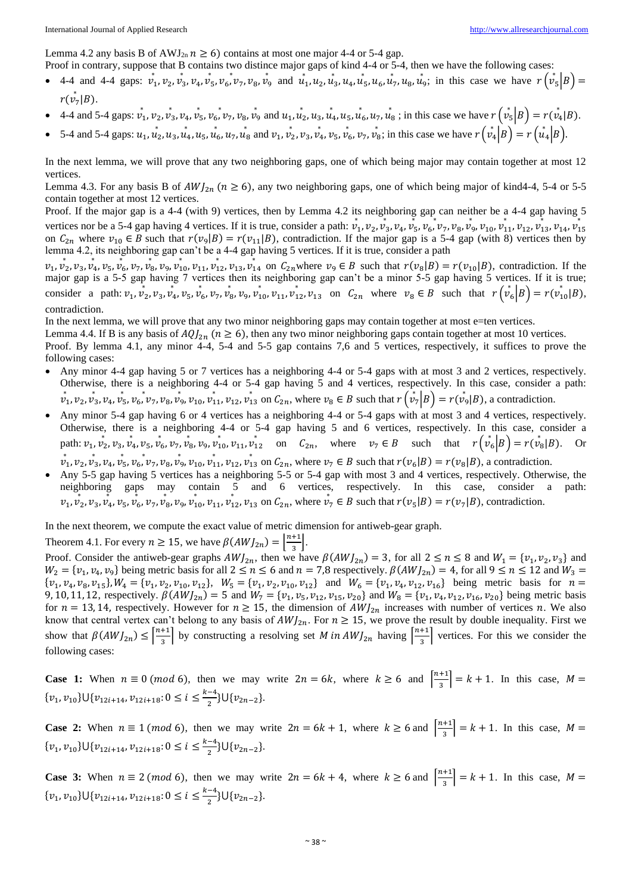Lemma 4.2 any basis B of $AWJ_{2n}$ $n \geq 6$) contains at most one major 4-4 or 5-4 gap.

Proof in contrary, suppose that B contains two distince major gaps of kind 4-4 or 5-4, then we have the following cases:

- 4-4 and 4-4 gaps: $\overset{*}{v}_1, v_2, \overset{*}{v}_3, v_4, \overset{*}{v}_5, v_6, \overset{*}{v}_7, v_8, \overset{*}{v}_9$ and $\overset{*}{u}_1, u_2, \overset{*}{u}_3, u_4, \overset{*}{u}_5, u_6, \overset{*}{u}_7, u_8, \overset{*}{u}_9$; in this case we have $r\left(\overset{*}{v}_5\middle|B\right) = r(\overset{*}{v}_7|B)$.
- 4-4 and 5-4 gaps: $\overset{*}{v}_1, v_2, \overset{*}{v}_3, v_4, \overset{*}{v}_5, v_6, \overset{*}{v}_7, v_8, \overset{*}{v}_9$ and $u_1, \overset{*}{u}_2, u_3, \overset{*}{u}_4, u_5, \overset{*}{u}_6, u_7, \overset{*}{u}_8$ ; in this case we have $r\left(\overset{*}{v}_5\middle|B\right) = r(\overset{*}{v}_4|B)$.
- 5-4 and 5-4 gaps: $u_1, \overset{*}{u}_2, u_3, \overset{*}{u}_4, u_5, \overset{*}{u}_6, u_7, \overset{*}{u}_8$ and $v_1, \overset{*}{v}_2, v_3, \overset{*}{v}_4, v_5, \overset{*}{v}_6, v_7, \overset{*}{v}_8$; in this case we have $r\left(\overset{*}{v}_4\middle|B\right) = r\left(\overset{*}{u}_4\middle|B\right)$.

In the next lemma, we will prove that any two neighboring gaps, one of which being major may contain together at most 12 vertices.

Lemma 4.3. For any basis B of $AWJ_{2n}$ $(n \geq 6)$, any two neighboring gaps, one of which being major of kind4-4, 5-4 or 5-5 contain together at most 12 vertices.

Proof. If the major gap is a 4-4 (with 9) vertices, then by Lemma 4.2 its neighboring gap can neither be a 4-4 gap having 5 vertices nor be a 5-4 gap having 4 vertices. If it is true, consider a path: $\overset{*}{v}_1, v_2, \overset{*}{v}_3, v_4, \overset{*}{v}_5, v_6, \overset{*}{v}_7, v_8, \overset{*}{v}_9, v_{10}, \overset{*}{v}_{11}, v_{12}, \overset{*}{v}_{13}, v_{14}, \overset{*}{v}_{15}$ on $C_{2n}$ where $v_{10} \in B$ such that $r(v_9|B) = r(v_{11}|B)$, contradiction. If the major gap is a 5-4 gap (with 8) vertices then by lemma 4.2, its neighboring gap can't be a 4-4 gap having 5 vertices. If it is true, consider a path $v_1, \overset{*}{v}_2, v_3, \overset{*}{v}_4, v_5, \overset{*}{v}_6, v_7, \overset{*}{v}_8, v_9, \overset{*}{v}_{10}, v_{11}, \overset{*}{v}_{12}, v_{13}, \overset{*}{v}_{14}$ on $C_{2n}$where $v_9 \in B$ such that $r(v_8|B) = r(v_{10}|B)$, contradiction. If the major gap is a 5-5 gap having 7 vertices then its neighboring gap can't be a minor 5-5 gap having 5 vertices. If it is true; consider a path: $v_1, \overset{*}{v}_2, v_3, \overset{*}{v}_4, v_5, \overset{*}{v}_6, v_7, \overset{*}{v}_8, v_9, \overset{*}{v}_{10}, v_{11}, \overset{*}{v}_{12}, v_{13}$ on $C_{2n}$ where $v_8 \in B$ such that $r\left(\overset{*}{v}_6\middle|B\right) = r(\overset{*}{v}_{10}|B)$, contradiction.

In the next lemma, we will prove that any two minor neighboring gaps may contain together at most e=ten vertices.

Lemma 4.4. If B is any basis of $AQJ_{2n}$ $(n \geq 6)$, then any two minor neighboring gaps contain together at most 10 vertices.

Proof. By lemma 4.1, any minor 4-4, 5-4 and 5-5 gap contains 7,6 and 5 vertices, respectively, it suffices to prove the following cases:

- Any minor 4-4 gap having 5 or 7 vertices has a neighboring 4-4 or 5-4 gaps with at most 3 and 2 vertices, respectively. Otherwise, there is a neighboring 4-4 or 5-4 gap having 5 and 4 vertices, respectively. In this case, consider a path: $\overset{*}{v}_1, v_2, \overset{*}{v}_3, v_4, \overset{*}{v}_5, v_6, \overset{*}{v}_7, v_8, \overset{*}{v}_9, v_{10}, \overset{*}{v}_{11}, v_{12}, \overset{*}{v}_{13}$ on $C_{2n}$, where $v_8 \in B$ such that $r\left(\overset{*}{v}_7\middle|B\right) = r(\overset{*}{v}_9|B)$, a contradiction.
- Any minor 5-4 gap having 6 or 4 vertices has a neighboring 4-4 or 5-4 gaps with at most 3 and 4 vertices, respectively. Otherwise, there is a neighboring 4-4 or 5-4 gap having 5 and 6 vertices, respectively. In this case, consider a path: $v_1, \overset{*}{v}_2, v_3, \overset{*}{v}_4, v_5, \overset{*}{v}_6, v_7, \overset{*}{v}_8, v_9, \overset{*}{v}_{10}, v_{11}, \overset{*}{v}_{12}$ on $C_{2n}$, where $v_7 \in B$ such that $r\left(\overset{*}{v}_6\middle|B\right) = r(\overset{*}{v}_8|B)$. Or $\overset{*}{v}_1, v_2, \overset{*}{v}_3, v_4, \overset{*}{v}_5, \overset{*}{v}_6, v_7, \overset{*}{v}_8, v_9, v_{10}, \overset{*}{v}_{11}, v_{12}, \overset{*}{v}_{13}$ on $C_{2n}$, where $v_7 \in B$ such that $r(v_6|B) = r(v_8|B)$, a contradiction.
- Any 5-5 gap having 5 vertices has a neighboring 5-5 or 5-4 gap with most 3 and 4 vertices, respectively. Otherwise, the neighboring gaps may contain 5 and 6 vertices, respectively. In this case, consider a path: $v_1, \overset{*}{v}_2, v_3, \overset{*}{v}_4, v_5, \overset{*}{v}_6, v_7, \overset{*}{v}_8, v_9, \overset{*}{v}_{10}, v_{11}, \overset{*}{v}_{12}, v_{13}$ on $C_{2n}$, where $\overset{*}{v}_7 \in B$ such that $r(v_5|B) = r(v_7|B)$, contradiction.

In the next theorem, we compute the exact value of metric dimension for antiweb-gear graph.

Theorem 4.1. For every $n \geq 15$, we have $\beta(AWJ_{2n}) = \left\lfloor \frac{n+1}{3} \right\rfloor$.

Proof. Consider the antiweb-gear graphs $AWJ_{2n}$, then we have $\beta(AWJ_{2n}) = 3$, for all $2 \leq n \leq 8$ and $W_1 = \{v_1, v_2, v_3\}$ and $W_2 = \{v_1, v_4, v_9\}$ being metric basis for all $2 \leq n \leq 6$ and $n = 7,8$ respectively. $\beta(AWJ_{2n}) = 4$, for all $9 \leq n \leq 12$ and $W_3 = \{v_1, v_4, v_8, v_{15}\}, W_4 = \{v_1, v_2, v_{10}, v_{12}\}$, $W_5 = \{v_1, v_2, v_{10}, v_{12}\}$ and $W_6 = \{v_1, v_4, v_{12}, v_{16}\}$ being metric basis for $n = 9, 10, 11, 12$, respectively. $\beta(AWJ_{2n}) = 5$ and $W_7 = \{v_1, v_5, v_{12}, v_{15}, v_{20}\}$ and $W_8 = \{v_1, v_4, v_{12}, v_{16}, v_{20}\}$ being metric basis for $n = 13, 14$, respectively. However for $n \geq 15$, the dimension of $AWJ_{2n}$ increases with number of vertices $n$. We also know that central vertex can't belong to any basis of $AWJ_{2n}$. For $n \geq 15$, we prove the result by double inequality. First we show that $\beta(AWJ_{2n}) \leq \left\lceil \frac{n+1}{3} \right\rceil$ by constructing a resolving set $M$ in $AWJ_{2n}$ having $\left\lceil \frac{n+1}{3} \right\rceil$ vertices. For this we consider the following cases:

**Case 1:** When $n \equiv 0\ (mod\ 6)$, then we may write $2n = 6k$, where $k \geq 6$ and $\left\lceil \frac{n+1}{3} \right\rceil = k + 1$. In this case, $M = \{v_1, v_{10}\} \cup \{v_{12i+14}, v_{12i+18} : 0 \leq i \leq \frac{k-4}{2}\} \cup \{v_{2n-2}\}$.

**Case 2:** When $n \equiv 1\ (mod\ 6)$, then we may write $2n = 6k + 1$, where $k \geq 6$ and $\left\lceil \frac{n+1}{3} \right\rceil = k + 1$. In this case, $M = \{v_1, v_{10}\} \cup \{v_{12i+14}, v_{12i+18} : 0 \leq i \leq \frac{k-4}{2}\} \cup \{v_{2n-2}\}$.

**Case 3:** When $n \equiv 2\ (mod\ 6)$, then we may write $2n = 6k + 4$, where $k \geq 6$ and $\left\lceil \frac{n+1}{3} \right\rceil = k + 1$. In this case, $M = \{v_1, v_{10}\} \cup \{v_{12i+14}, v_{12i+18} : 0 \leq i \leq \frac{k-4}{2}\} \cup \{v_{2n-2}\}$.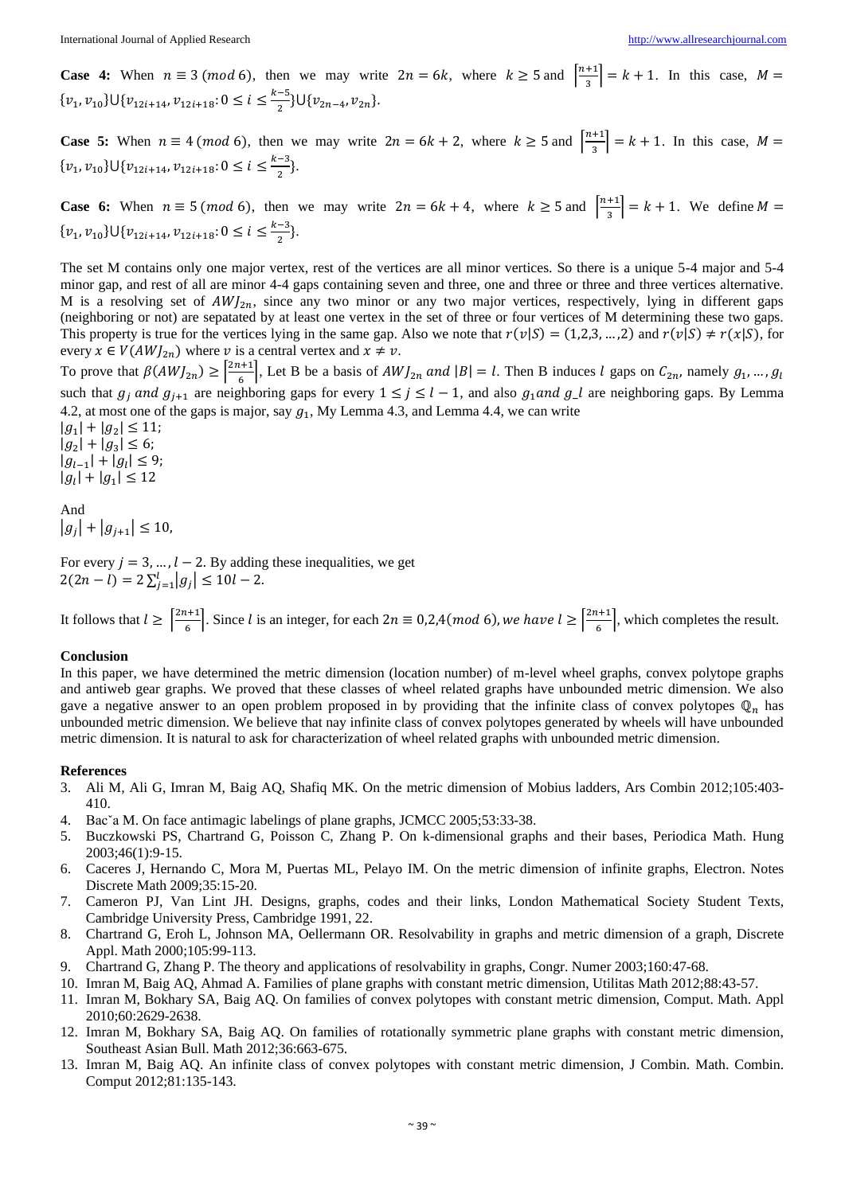**Case 4:** When $n \equiv 3 \,(mod\, 6)$, then we may write $2n = 6k$, where $k \geq 5$ and $\left\lceil \frac{n+1}{3} \right\rceil = k + 1$. In this case, $M = \{v_1, v_{10}\} \cup \{v_{12i+14}, v_{12i+18}: 0 \leq i \leq \frac{k-5}{2}\} \cup \{v_{2n-4}, v_{2n}\}$.

**Case 5:** When $n \equiv 4 \,(mod\, 6)$, then we may write $2n = 6k + 2$, where $k \geq 5$ and $\left\lceil \frac{n+1}{3} \right\rceil = k + 1$. In this case, $M = \{v_1, v_{10}\} \cup \{v_{12i+14}, v_{12i+18}: 0 \leq i \leq \frac{k-3}{2}\}$.

**Case 6:** When $n \equiv 5 \,(mod\, 6)$, then we may write $2n = 6k + 4$, where $k \geq 5$ and $\left\lceil \frac{n+1}{3} \right\rceil = k + 1$. We define $M = \{v_1, v_{10}\} \cup \{v_{12i+14}, v_{12i+18}: 0 \leq i \leq \frac{k-3}{2}\}$.

The set M contains only one major vertex, rest of the vertices are all minor vertices. So there is a unique 5-4 major and 5-4 minor gap, and rest of all are minor 4-4 gaps containing seven and three, one and three or three and three vertices alternative. M is a resolving set of $AWJ_{2n}$, since any two minor or any two major vertices, respectively, lying in different gaps (neighboring or not) are sepatated by at least one vertex in the set of three or four vertices of M determining these two gaps. This property is true for the vertices lying in the same gap. Also we note that $r(v|S) = (1,2,3, \dots, 2)$ and $r(v|S) \neq r(x|S)$, for every $x \in V(AWJ_{2n})$ where $v$ is a central vertex and $x \neq v$.

To prove that $\beta(AWJ_{2n}) \geq \left\lceil \frac{2n+1}{6} \right\rceil$, Let B be a basis of $AWJ_{2n}$ *and* $|B| = l$. Then B induces $l$ gaps on $C_{2n}$, namely $g_1, \dots, g_l$ such that $g_j$ *and* $g_{j+1}$ are neighboring gaps for every $1 \leq j \leq l - 1$, and also $g_1$*and* $g\_l$ are neighboring gaps. By Lemma 4.2, at most one of the gaps is major, say $g_1$, My Lemma 4.3, and Lemma 4.4, we can write

$|g_1| + |g_2| \leq 11;$
$|g_2| + |g_3| \leq 6;$
$|g_{l-1}| + |g_l| \leq 9;$
$|g_l| + |g_1| \leq 12$

And
$|g_j| + |g_{j+1}| \leq 10,$

For every $j = 3, \dots, l - 2$. By adding these inequalities, we get
$2(2n - l) = 2\sum_{j=1}^{l} |g_j| \leq 10l - 2.$

It follows that $l \geq \left\lceil \frac{2n+1}{6} \right\rceil$. Since $l$ is an integer, for each $2n \equiv 0,2,4 (mod\ 6), we\ have\ l \geq \left\lceil \frac{2n+1}{6} \right\rceil$, which completes the result.

## Conclusion

In this paper, we have determined the metric dimension (location number) of m-level wheel graphs, convex polytope graphs and antiweb gear graphs. We proved that these classes of wheel related graphs have unbounded metric dimension. We also gave a negative answer to an open problem proposed in by providing that the infinite class of convex polytopes $\mathbb{Q}_n$ has unbounded metric dimension. We believe that nay infinite class of convex polytopes generated by wheels will have unbounded metric dimension. It is natural to ask for characterization of wheel related graphs with unbounded metric dimension.

## References

3. Ali M, Ali G, Imran M, Baig AQ, Shafiq MK. On the metric dimension of Mobius ladders, Ars Combin 2012;105:403-410.
4. Bacˇa M. On face antimagic labelings of plane graphs, JCMCC 2005;53:33-38.
5. Buczkowski PS, Chartrand G, Poisson C, Zhang P. On k-dimensional graphs and their bases, Periodica Math. Hung 2003;46(1):9-15.
6. Caceres J, Hernando C, Mora M, Puertas ML, Pelayo IM. On the metric dimension of infinite graphs, Electron. Notes Discrete Math 2009;35:15-20.
7. Cameron PJ, Van Lint JH. Designs, graphs, codes and their links, London Mathematical Society Student Texts, Cambridge University Press, Cambridge 1991, 22.
8. Chartrand G, Eroh L, Johnson MA, Oellermann OR. Resolvability in graphs and metric dimension of a graph, Discrete Appl. Math 2000;105:99-113.
9. Chartrand G, Zhang P. The theory and applications of resolvability in graphs, Congr. Numer 2003;160:47-68.
10. Imran M, Baig AQ, Ahmad A. Families of plane graphs with constant metric dimension, Utilitas Math 2012;88:43-57.
11. Imran M, Bokhary SA, Baig AQ. On families of convex polytopes with constant metric dimension, Comput. Math. Appl 2010;60:2629-2638.
12. Imran M, Bokhary SA, Baig AQ. On families of rotationally symmetric plane graphs with constant metric dimension, Southeast Asian Bull. Math 2012;36:663-675.
13. Imran M, Baig AQ. An infinite class of convex polytopes with constant metric dimension, J Combin. Math. Combin. Comput 2012;81:135-143.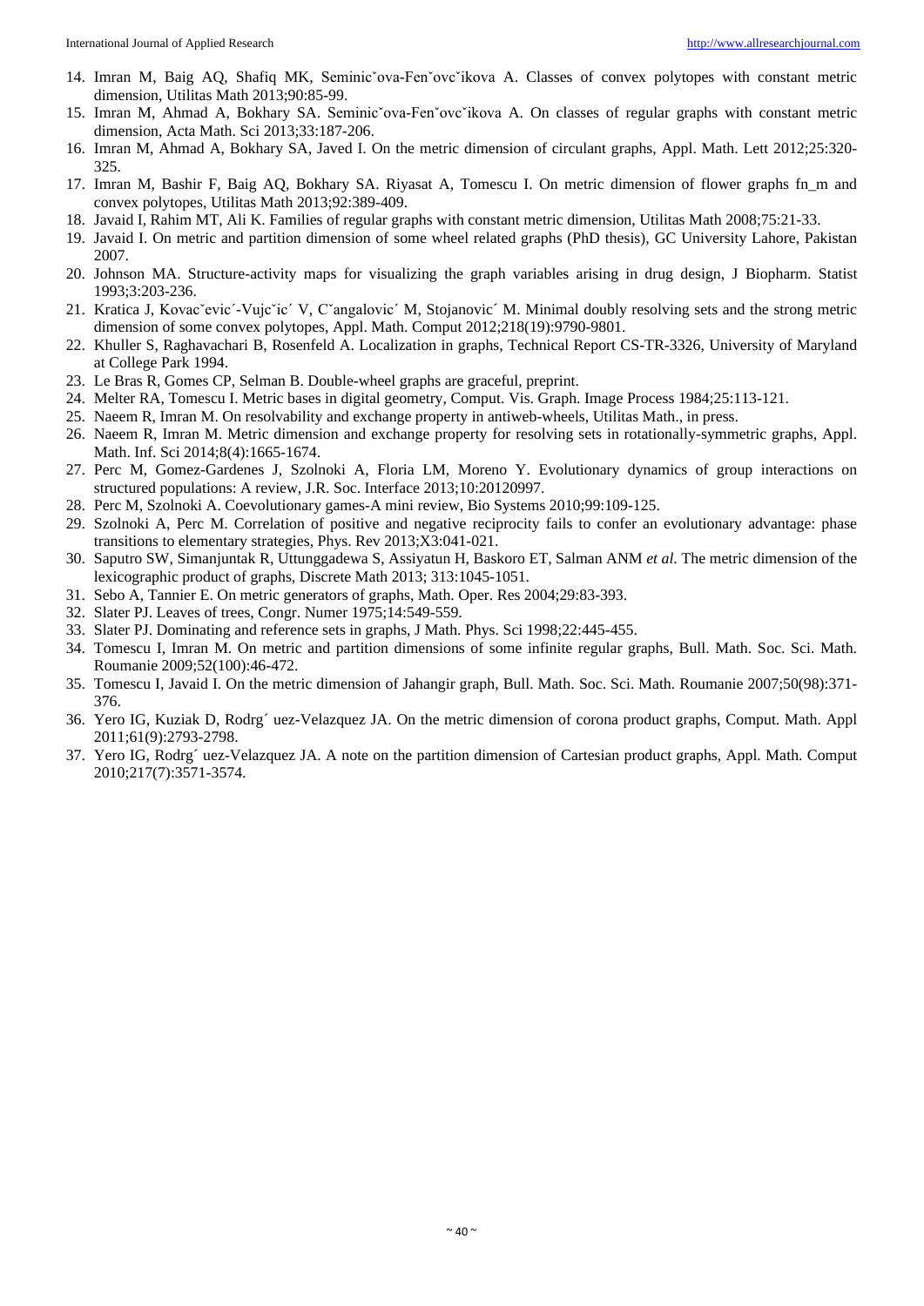14. Imran M, Baig AQ, Shafiq MK, Seminicˇova-Fenˇovcˇikova A. Classes of convex polytopes with constant metric dimension, Utilitas Math 2013;90:85-99.
15. Imran M, Ahmad A, Bokhary SA. Seminicˇova-Fenˇovcˇikova A. On classes of regular graphs with constant metric dimension, Acta Math. Sci 2013;33:187-206.
16. Imran M, Ahmad A, Bokhary SA, Javed I. On the metric dimension of circulant graphs, Appl. Math. Lett 2012;25:320-325.
17. Imran M, Bashir F, Baig AQ, Bokhary SA. Riyasat A, Tomescu I. On metric dimension of flower graphs fn_m and convex polytopes, Utilitas Math 2013;92:389-409.
18. Javaid I, Rahim MT, Ali K. Families of regular graphs with constant metric dimension, Utilitas Math 2008;75:21-33.
19. Javaid I. On metric and partition dimension of some wheel related graphs (PhD thesis), GC University Lahore, Pakistan 2007.
20. Johnson MA. Structure-activity maps for visualizing the graph variables arising in drug design, J Biopharm. Statist 1993;3:203-236.
21. Kratica J, Kovacˇevic´-Vujcˇic´ V, Cˇangalovic´ M, Stojanovic´ M. Minimal doubly resolving sets and the strong metric dimension of some convex polytopes, Appl. Math. Comput 2012;218(19):9790-9801.
22. Khuller S, Raghavachari B, Rosenfeld A. Localization in graphs, Technical Report CS-TR-3326, University of Maryland at College Park 1994.
23. Le Bras R, Gomes CP, Selman B. Double-wheel graphs are graceful, preprint.
24. Melter RA, Tomescu I. Metric bases in digital geometry, Comput. Vis. Graph. Image Process 1984;25:113-121.
25. Naeem R, Imran M. On resolvability and exchange property in antiweb-wheels, Utilitas Math., in press.
26. Naeem R, Imran M. Metric dimension and exchange property for resolving sets in rotationally-symmetric graphs, Appl. Math. Inf. Sci 2014;8(4):1665-1674.
27. Perc M, Gomez-Gardenes J, Szolnoki A, Floria LM, Moreno Y. Evolutionary dynamics of group interactions on structured populations: A review, J.R. Soc. Interface 2013;10:20120997.
28. Perc M, Szolnoki A. Coevolutionary games-A mini review, Bio Systems 2010;99:109-125.
29. Szolnoki A, Perc M. Correlation of positive and negative reciprocity fails to confer an evolutionary advantage: phase transitions to elementary strategies, Phys. Rev 2013;X3:041-021.
30. Saputro SW, Simanjuntak R, Uttunggadewa S, Assiyatun H, Baskoro ET, Salman ANM *et al*. The metric dimension of the lexicographic product of graphs, Discrete Math 2013; 313:1045-1051.
31. Sebo A, Tannier E. On metric generators of graphs, Math. Oper. Res 2004;29:83-393.
32. Slater PJ. Leaves of trees, Congr. Numer 1975;14:549-559.
33. Slater PJ. Dominating and reference sets in graphs, J Math. Phys. Sci 1998;22:445-455.
34. Tomescu I, Imran M. On metric and partition dimensions of some infinite regular graphs, Bull. Math. Soc. Sci. Math. Roumanie 2009;52(100):46-472.
35. Tomescu I, Javaid I. On the metric dimension of Jahangir graph, Bull. Math. Soc. Sci. Math. Roumanie 2007;50(98):371-376.
36. Yero IG, Kuziak D, Rodrg´ uez-Velazquez JA. On the metric dimension of corona product graphs, Comput. Math. Appl 2011;61(9):2793-2798.
37. Yero IG, Rodrg´ uez-Velazquez JA. A note on the partition dimension of Cartesian product graphs, Appl. Math. Comput 2010;217(7):3571-3574.